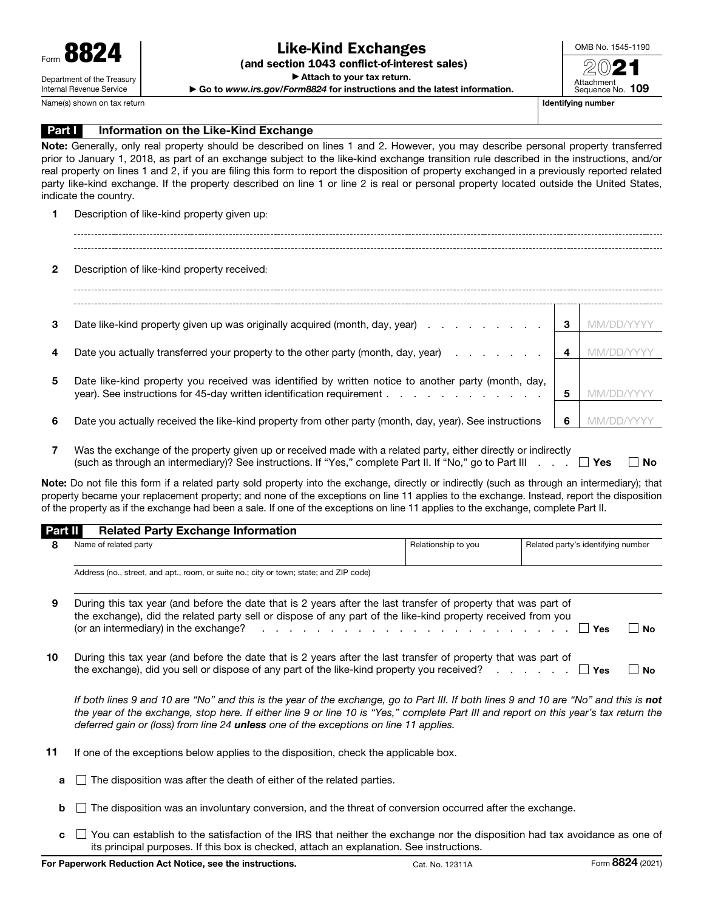Form **8824**

Department of the Treasury
Internal Revenue Service

# Like-Kind Exchanges

**(and section 1043 conflict-of-interest sales)**

▶ Attach to your tax return.

▶ Go to *www.irs.gov/Form8824* for instructions and the latest information.

OMB No. 1545-1190

**2021**

Attachment Sequence No. **109**

Name(s) shown on tax return | **Identifying number**

## Part I Information on the Like-Kind Exchange

**Note:** Generally, only real property should be described on lines 1 and 2. However, you may describe personal property transferred prior to January 1, 2018, as part of an exchange subject to the like-kind exchange transition rule described in the instructions, and/or real property on lines 1 and 2, if you are filing this form to report the disposition of property exchanged in a previously reported related party like-kind exchange. If the property described on line 1 or line 2 is real or personal property located outside the United States, indicate the country.

**1** Description of like-kind property given up:

**2** Description of like-kind property received:

**3** Date like-kind property given up was originally acquired (month, day, year) . . . . . . . . . . **3** MM/DD/YYYY

**4** Date you actually transferred your property to the other party (month, day, year) . . . . . . . . **4** MM/DD/YYYY

**5** Date like-kind property you received was identified by written notice to another party (month, day, year). See instructions for 45-day written identification requirement . . . . . . . . . . . . . **5** MM/DD/YYYY

**6** Date you actually received the like-kind property from other party (month, day, year). See instructions **6** MM/DD/YYYY

**7** Was the exchange of the property given up or received made with a related party, either directly or indirectly (such as through an intermediary)? See instructions. If "Yes," complete Part II. If "No," go to Part III . . . . ☐ **Yes** ☐ **No**

**Note:** Do not file this form if a related party sold property into the exchange, directly or indirectly (such as through an intermediary); that property became your replacement property; and none of the exceptions on line 11 applies to the exchange. Instead, report the disposition of the property as if the exchange had been a sale. If one of the exceptions on line 11 applies to the exchange, complete Part II.

## Part II Related Party Exchange Information

| **8** Name of related party | Relationship to you | Related party's identifying number |
|---|---|---|
| | | |

Address (no., street, and apt., room, or suite no.; city or town; state; and ZIP code)

**9** During this tax year (and before the date that is 2 years after the last transfer of property that was part of the exchange), did the related party sell or dispose of any part of the like-kind property received from you (or an intermediary) in the exchange? . . . . . . . . . . . . . . . . . . . . . . . . . ☐ **Yes** ☐ **No**

**10** During this tax year (and before the date that is 2 years after the last transfer of property that was part of the exchange), did you sell or dispose of any part of the like-kind property you received? . . . . . . . ☐ **Yes** ☐ **No**

*If both lines 9 and 10 are "No" and this is the year of the exchange, go to Part III. If both lines 9 and 10 are "No" and this is* ***not*** *the year of the exchange, stop here. If either line 9 or line 10 is "Yes," complete Part III and report on this year's tax return the deferred gain or (loss) from line 24* ***unless*** *one of the exceptions on line 11 applies.*

**11** If one of the exceptions below applies to the disposition, check the applicable box.

**a** ☐ The disposition was after the death of either of the related parties.

**b** ☐ The disposition was an involuntary conversion, and the threat of conversion occurred after the exchange.

**c** ☐ You can establish to the satisfaction of the IRS that neither the exchange nor the disposition had tax avoidance as one of its principal purposes. If this box is checked, attach an explanation. See instructions.

**For Paperwork Reduction Act Notice, see the instructions.** Cat. No. 12311A Form **8824** (2021)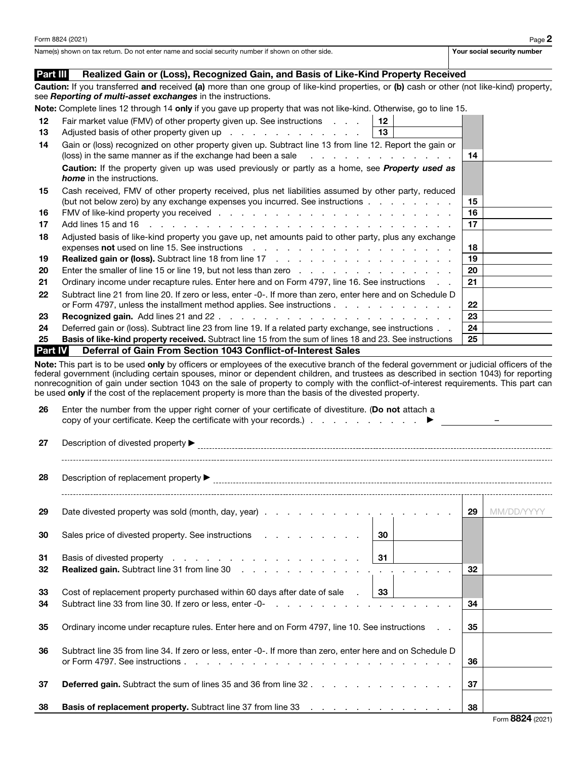Form 8824 (2021)

Name(s) shown on tax return. Do not enter name and social security number if shown on other side. | Your social security number

## Part III Realized Gain or (Loss), Recognized Gain, and Basis of Like-Kind Property Received

**Caution:** If you transferred **and** received **(a)** more than one group of like-kind properties, or **(b)** cash or other (not like-kind) property, see ***Reporting of multi-asset exchanges*** in the instructions.

**Note:** Complete lines 12 through 14 **only** if you gave up property that was not like-kind. Otherwise, go to line 15.

| Line | Description | | | | |
|---|---|---|---|---|---|
| 12 | Fair market value (FMV) of other property given up. See instructions | 12 | | | |
| 13 | Adjusted basis of other property given up | 13 | | | |
| 14 | Gain or (loss) recognized on other property given up. Subtract line 13 from line 12. Report the gain or (loss) in the same manner as if the exchange had been a sale | | | 14 | |
| | **Caution:** If the property given up was used previously or partly as a home, see ***Property used as home*** in the instructions. | | | | |
| 15 | Cash received, FMV of other property received, plus net liabilities assumed by other party, reduced (but not below zero) by any exchange expenses you incurred. See instructions | | | 15 | |
| 16 | FMV of like-kind property you received | | | 16 | |
| 17 | Add lines 15 and 16 | | | 17 | |
| 18 | Adjusted basis of like-kind property you gave up, net amounts paid to other party, plus any exchange expenses **not** used on line 15. See instructions | | | 18 | |
| 19 | **Realized gain or (loss).** Subtract line 18 from line 17 | | | 19 | |
| 20 | Enter the smaller of line 15 or line 19, but not less than zero | | | 20 | |
| 21 | Ordinary income under recapture rules. Enter here and on Form 4797, line 16. See instructions | | | 21 | |
| 22 | Subtract line 21 from line 20. If zero or less, enter -0-. If more than zero, enter here and on Schedule D or Form 4797, unless the installment method applies. See instructions | | | 22 | |
| 23 | **Recognized gain.** Add lines 21 and 22 | | | 23 | |
| 24 | Deferred gain or (loss). Subtract line 23 from line 19. If a related party exchange, see instructions | | | 24 | |
| 25 | **Basis of like-kind property received.** Subtract line 15 from the sum of lines 18 and 23. See instructions | | | 25 | |

## Part IV Deferral of Gain From Section 1043 Conflict-of-Interest Sales

**Note:** This part is to be used **only** by officers or employees of the executive branch of the federal government or judicial officers of the federal government (including certain spouses, minor or dependent children, and trustees as described in section 1043) for reporting nonrecognition of gain under section 1043 on the sale of property to comply with the conflict-of-interest requirements. This part can be used **only** if the cost of the replacement property is more than the basis of the divested property.

26 Enter the number from the upper right corner of your certificate of divestiture. (**Do not** attach a copy of your certificate. Keep the certificate with your records.) ▶ ________ – ________

27 Description of divested property ▶ ____________________________________________

28 Description of replacement property ▶ ____________________________________________

| Line | Description | | | | |
|---|---|---|---|---|---|
| 29 | Date divested property was sold (month, day, year) | | | 29 | MM/DD/YYYY |
| 30 | Sales price of divested property. See instructions | 30 | | | |
| 31 | Basis of divested property | 31 | | | |
| 32 | **Realized gain.** Subtract line 31 from line 30 | | | 32 | |
| 33 | Cost of replacement property purchased within 60 days after date of sale | 33 | | | |
| 34 | Subtract line 33 from line 30. If zero or less, enter -0- | | | 34 | |
| 35 | Ordinary income under recapture rules. Enter here and on Form 4797, line 10. See instructions | | | 35 | |
| 36 | Subtract line 35 from line 34. If zero or less, enter -0-. If more than zero, enter here and on Schedule D or Form 4797. See instructions | | | 36 | |
| 37 | **Deferred gain.** Subtract the sum of lines 35 and 36 from line 32 | | | 37 | |
| 38 | **Basis of replacement property.** Subtract line 37 from line 33 | | | 38 | |

Form **8824** (2021)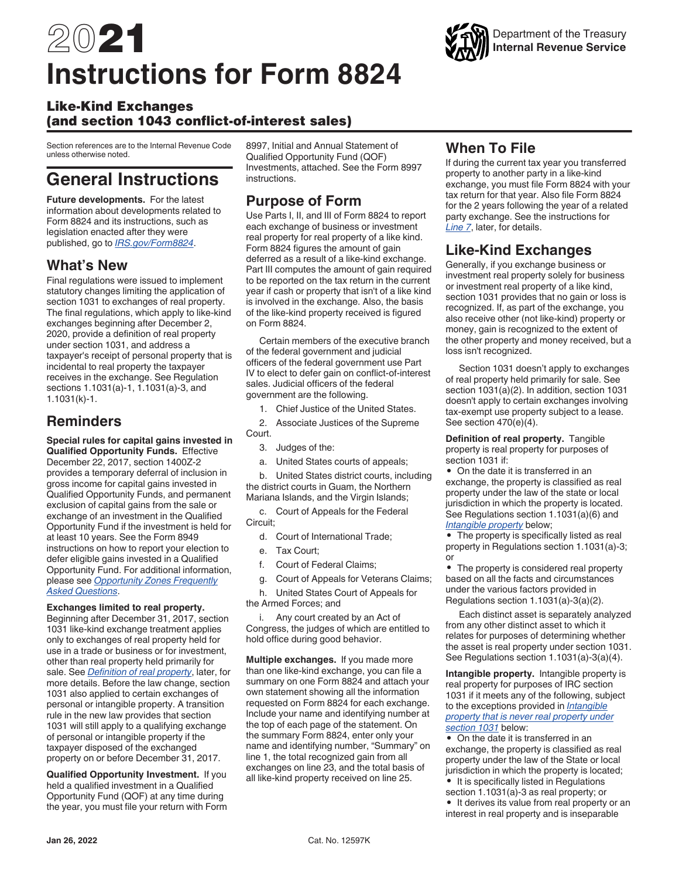# 2021 Instructions for Form 8824

## Like-Kind Exchanges (and section 1043 conflict-of-interest sales)

Section references are to the Internal Revenue Code unless otherwise noted.

# General Instructions

**Future developments.** For the latest information about developments related to Form 8824 and its instructions, such as legislation enacted after they were published, go to *IRS.gov/Form8824*.

## What's New

Final regulations were issued to implement statutory changes limiting the application of section 1031 to exchanges of real property. The final regulations, which apply to like-kind exchanges beginning after December 2, 2020, provide a definition of real property under section 1031, and address a taxpayer's receipt of personal property that is incidental to real property the taxpayer receives in the exchange. See Regulation sections 1.1031(a)-1, 1.1031(a)-3, and 1.1031(k)-1.

## Reminders

**Special rules for capital gains invested in Qualified Opportunity Funds.** Effective December 22, 2017, section 1400Z-2 provides a temporary deferral of inclusion in gross income for capital gains invested in Qualified Opportunity Funds, and permanent exclusion of capital gains from the sale or exchange of an investment in the Qualified Opportunity Fund if the investment is held for at least 10 years. See the Form 8949 instructions on how to report your election to defer eligible gains invested in a Qualified Opportunity Fund. For additional information, please see *Opportunity Zones Frequently Asked Questions*.

**Exchanges limited to real property.** Beginning after December 31, 2017, section 1031 like-kind exchange treatment applies only to exchanges of real property held for use in a trade or business or for investment, other than real property held primarily for sale. See *Definition of real property*, later, for more details. Before the law change, section 1031 also applied to certain exchanges of personal or intangible property. A transition rule in the new law provides that section 1031 will still apply to a qualifying exchange of personal or intangible property if the taxpayer disposed of the exchanged property on or before December 31, 2017.

**Qualified Opportunity Investment.** If you held a qualified investment in a Qualified Opportunity Fund (QOF) at any time during the year, you must file your return with Form 8997, Initial and Annual Statement of Qualified Opportunity Fund (QOF) Investments, attached. See the Form 8997 instructions.

## Purpose of Form

Use Parts I, II, and III of Form 8824 to report each exchange of business or investment real property for real property of a like kind. Form 8824 figures the amount of gain deferred as a result of a like-kind exchange. Part III computes the amount of gain required to be reported on the tax return in the current year if cash or property that isn't of a like kind is involved in the exchange. Also, the basis of the like-kind property received is figured on Form 8824.

Certain members of the executive branch of the federal government and judicial officers of the federal government use Part IV to elect to defer gain on conflict-of-interest sales. Judicial officers of the federal government are the following.

1. Chief Justice of the United States.
2. Associate Justices of the Supreme Court.
3. Judges of the:
   a. United States courts of appeals;
   b. United States district courts, including the district courts in Guam, the Northern Mariana Islands, and the Virgin Islands;
   c. Court of Appeals for the Federal Circuit;
   d. Court of International Trade;
   e. Tax Court;
   f. Court of Federal Claims;
   g. Court of Appeals for Veterans Claims;
   h. United States Court of Appeals for the Armed Forces; and
   i. Any court created by an Act of Congress, the judges of which are entitled to hold office during good behavior.

**Multiple exchanges.** If you made more than one like-kind exchange, you can file a summary on one Form 8824 and attach your own statement showing all the information requested on Form 8824 for each exchange. Include your name and identifying number at the top of each page of the statement. On the summary Form 8824, enter only your name and identifying number, "Summary" on line 1, the total recognized gain from all exchanges on line 23, and the total basis of all like-kind property received on line 25.

## When To File

If during the current tax year you transferred property to another party in a like-kind exchange, you must file Form 8824 with your tax return for that year. Also file Form 8824 for the 2 years following the year of a related party exchange. See the instructions for *Line 7*, later, for details.

## Like-Kind Exchanges

Generally, if you exchange business or investment real property solely for business or investment real property of a like kind, section 1031 provides that no gain or loss is recognized. If, as part of the exchange, you also receive other (not like-kind) property or money, gain is recognized to the extent of the other property and money received, but a loss isn't recognized.

Section 1031 doesn't apply to exchanges of real property held primarily for sale. See section 1031(a)(2). In addition, section 1031 doesn't apply to certain exchanges involving tax-exempt use property subject to a lease. See section 470(e)(4).

**Definition of real property.** Tangible property is real property for purposes of section 1031 if:

- On the date it is transferred in an exchange, the property is classified as real property under the law of the state or local jurisdiction in which the property is located. See Regulations section 1.1031(a)(6) and *Intangible property* below;
- The property is specifically listed as real property in Regulations section 1.1031(a)-3; or
- The property is considered real property based on all the facts and circumstances under the various factors provided in Regulations section 1.1031(a)-3(a)(2).

Each distinct asset is separately analyzed from any other distinct asset to which it relates for purposes of determining whether the asset is real property under section 1031. See Regulations section 1.1031(a)-3(a)(4).

**Intangible property.** Intangible property is real property for purposes of IRC section 1031 if it meets any of the following, subject to the exceptions provided in *Intangible property that is never real property under section 1031* below:

- On the date it is transferred in an exchange, the property is classified as real property under the law of the State or local jurisdiction in which the property is located;
- It is specifically listed in Regulations section 1.1031(a)-3 as real property; or
- It derives its value from real property or an interest in real property and is inseparable

Jan 26, 2022 Cat. No. 12597K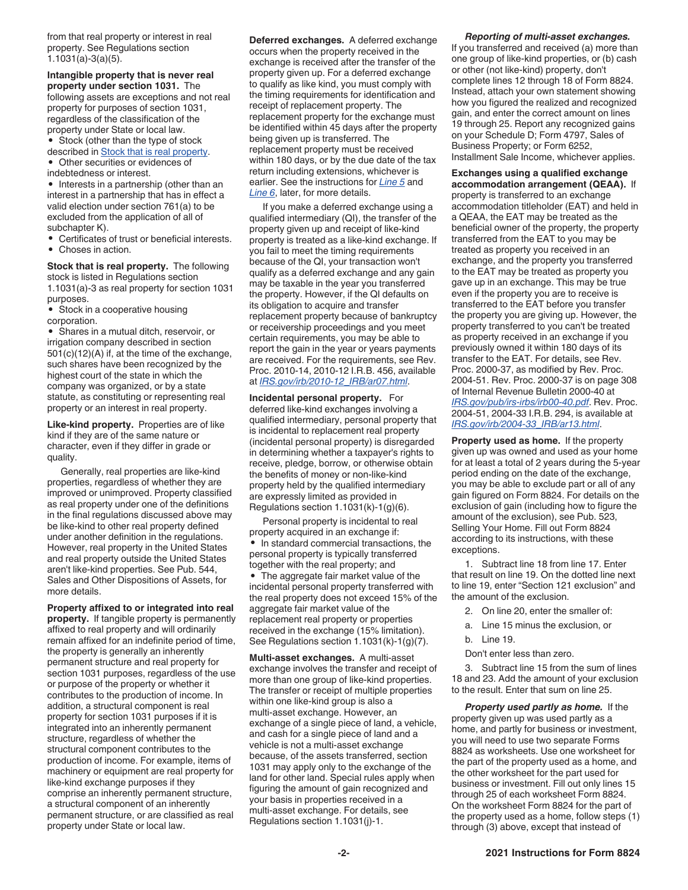from that real property or interest in real property. See Regulations section 1.1031(a)-3(a)(5).

**Intangible property that is never real property under section 1031.** The following assets are exceptions and not real property for purposes of section 1031, regardless of the classification of the property under State or local law.

- Stock (other than the type of stock described in Stock that is real property.
- Other securities or evidences of indebtedness or interest.
- Interests in a partnership (other than an interest in a partnership that has in effect a valid election under section 761(a) to be excluded from the application of all of subchapter K).
- Certificates of trust or beneficial interests.
- Choses in action.

**Stock that is real property.** The following stock is listed in Regulations section 1.1031(a)-3 as real property for section 1031 purposes.

- Stock in a cooperative housing corporation.
- Shares in a mutual ditch, reservoir, or irrigation company described in section 501(c)(12)(A) if, at the time of the exchange, such shares have been recognized by the highest court of the state in which the company was organized, or by a state statute, as constituting or representing real property or an interest in real property.

**Like-kind property.** Properties are of like kind if they are of the same nature or character, even if they differ in grade or quality.

Generally, real properties are like-kind properties, regardless of whether they are improved or unimproved. Property classified as real property under one of the definitions in the final regulations discussed above may be like-kind to other real property defined under another definition in the regulations. However, real property in the United States and real property outside the United States aren't like-kind properties. See Pub. 544, Sales and Other Dispositions of Assets, for more details.

**Property affixed to or integrated into real property.** If tangible property is permanently affixed to real property and will ordinarily remain affixed for an indefinite period of time, the property is generally an inherently permanent structure and real property for section 1031 purposes, regardless of the use or purpose of the property or whether it contributes to the production of income. In addition, a structural component is real property for section 1031 purposes if it is integrated into an inherently permanent structure, regardless of whether the structural component contributes to the production of income. For example, items of machinery or equipment are real property for like-kind exchange purposes if they comprise an inherently permanent structure, a structural component of an inherently permanent structure, or are classified as real property under State or local law.

**Deferred exchanges.** A deferred exchange occurs when the property received in the exchange is received after the transfer of the property given up. For a deferred exchange to qualify as like kind, you must comply with the timing requirements for identification and receipt of replacement property. The replacement property for the exchange must be identified within 45 days after the property being given up is transferred. The replacement property must be received within 180 days, or by the due date of the tax return including extensions, whichever is earlier. See the instructions for *Line 5* and *Line 6*, later, for more details.

If you make a deferred exchange using a qualified intermediary (QI), the transfer of the property given up and receipt of like-kind property is treated as a like-kind exchange. If you fail to meet the timing requirements because of the QI, your transaction won't qualify as a deferred exchange and any gain may be taxable in the year you transferred the property. However, if the QI defaults on its obligation to acquire and transfer replacement property because of bankruptcy or receivership proceedings and you meet certain requirements, you may be able to report the gain in the year or years payments are received. For the requirements, see Rev. Proc. 2010-14, 2010-12 I.R.B. 456, available at *IRS.gov/irb/2010-12_IRB/ar07.html*.

**Incidental personal property.** For deferred like-kind exchanges involving a qualified intermediary, personal property that is incidental to replacement real property (incidental personal property) is disregarded in determining whether a taxpayer's rights to receive, pledge, borrow, or otherwise obtain the benefits of money or non-like-kind property held by the qualified intermediary are expressly limited as provided in Regulations section 1.1031(k)-1(g)(6).

Personal property is incidental to real property acquired in an exchange if:

- In standard commercial transactions, the personal property is typically transferred together with the real property; and
- The aggregate fair market value of the incidental personal property transferred with the real property does not exceed 15% of the aggregate fair market value of the replacement real property or properties received in the exchange (15% limitation). See Regulations section 1.1031(k)-1(g)(7).

**Multi-asset exchanges.** A multi-asset exchange involves the transfer and receipt of more than one group of like-kind properties. The transfer or receipt of multiple properties within one like-kind group is also a multi-asset exchange. However, an exchange of a single piece of land, a vehicle, and cash for a single piece of land and a vehicle is not a multi-asset exchange because, of the assets transferred, section 1031 may apply only to the exchange of the land for other land. Special rules apply when figuring the amount of gain recognized and your basis in properties received in a multi-asset exchange. For details, see Regulations section 1.1031(j)-1.

***Reporting of multi-asset exchanges.*** If you transferred and received (a) more than one group of like-kind properties, or (b) cash or other (not like-kind) property, don't complete lines 12 through 18 of Form 8824. Instead, attach your own statement showing how you figured the realized and recognized gain, and enter the correct amount on lines 19 through 25. Report any recognized gains on your Schedule D; Form 4797, Sales of Business Property; or Form 6252, Installment Sale Income, whichever applies.

**Exchanges using a qualified exchange accommodation arrangement (QEAA).** If property is transferred to an exchange accommodation titleholder (EAT) and held in a QEAA, the EAT may be treated as the beneficial owner of the property, the property transferred from the EAT to you may be treated as property you received in an exchange, and the property you transferred to the EAT may be treated as property you gave up in an exchange. This may be true even if the property you are to receive is transferred to the EAT before you transfer the property you are giving up. However, the property transferred to you can't be treated as property received in an exchange if you previously owned it within 180 days of its transfer to the EAT. For details, see Rev. Proc. 2000-37, as modified by Rev. Proc. 2004-51. Rev. Proc. 2000-37 is on page 308 of Internal Revenue Bulletin 2000-40 at *IRS.gov/pub/irs-irbs/irb00-40.pdf*. Rev. Proc. 2004-51, 2004-33 I.R.B. 294, is available at *IRS.gov/irb/2004-33_IRB/ar13.html*.

**Property used as home.** If the property given up was owned and used as your home for at least a total of 2 years during the 5-year period ending on the date of the exchange, you may be able to exclude part or all of any gain figured on Form 8824. For details on the exclusion of gain (including how to figure the amount of the exclusion), see Pub. 523, Selling Your Home. Fill out Form 8824 according to its instructions, with these exceptions.

1. Subtract line 18 from line 17. Enter that result on line 19. On the dotted line next to line 19, enter "Section 121 exclusion" and the amount of the exclusion.
2. On line 20, enter the smaller of:
   a. Line 15 minus the exclusion, or
   b. Line 19.

   Don't enter less than zero.
3. Subtract line 15 from the sum of lines 18 and 23. Add the amount of your exclusion to the result. Enter that sum on line 25.

***Property used partly as home.*** If the property given up was used partly as a home, and partly for business or investment, you will need to use two separate Forms 8824 as worksheets. Use one worksheet for the part of the property used as a home, and the other worksheet for the part used for business or investment. Fill out only lines 15 through 25 of each worksheet Form 8824. On the worksheet Form 8824 for the part of the property used as a home, follow steps (1) through (3) above, except that instead of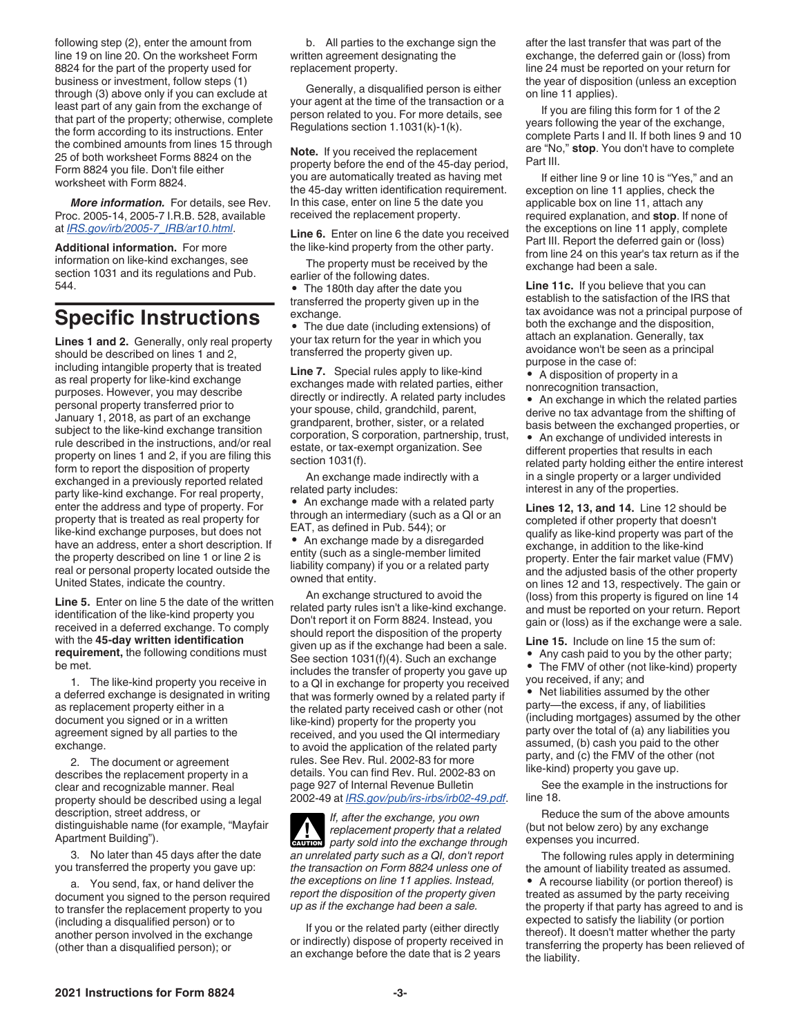following step (2), enter the amount from line 19 on line 20. On the worksheet Form 8824 for the part of the property used for business or investment, follow steps (1) through (3) above only if you can exclude at least part of any gain from the exchange of that part of the property; otherwise, complete the form according to its instructions. Enter the combined amounts from lines 15 through 25 of both worksheet Forms 8824 on the Form 8824 you file. Don't file either worksheet with Form 8824.

***More information.*** For details, see Rev. Proc. 2005-14, 2005-7 I.R.B. 528, available at *IRS.gov/irb/2005-7_IRB/ar10.html*.

**Additional information.** For more information on like-kind exchanges, see section 1031 and its regulations and Pub. 544.

# Specific Instructions

**Lines 1 and 2.** Generally, only real property should be described on lines 1 and 2, including intangible property that is treated as real property for like-kind exchange purposes. However, you may describe personal property transferred prior to January 1, 2018, as part of an exchange subject to the like-kind exchange transition rule described in the instructions, and/or real property on lines 1 and 2, if you are filing this form to report the disposition of property exchanged in a previously reported related party like-kind exchange. For real property, enter the address and type of property. For property that is treated as real property for like-kind exchange purposes, but does not have an address, enter a short description. If the property described on line 1 or line 2 is real or personal property located outside the United States, indicate the country.

**Line 5.** Enter on line 5 the date of the written identification of the like-kind property you received in a deferred exchange. To comply with the **45-day written identification requirement,** the following conditions must be met.

1. The like-kind property you receive in a deferred exchange is designated in writing as replacement property either in a document you signed or in a written agreement signed by all parties to the exchange.

2. The document or agreement describes the replacement property in a clear and recognizable manner. Real property should be described using a legal description, street address, or distinguishable name (for example, "Mayfair Apartment Building").

3. No later than 45 days after the date you transferred the property you gave up:

a. You send, fax, or hand deliver the document you signed to the person required to transfer the replacement property to you (including a disqualified person) or to another person involved in the exchange (other than a disqualified person); or

b. All parties to the exchange sign the written agreement designating the replacement property.

Generally, a disqualified person is either your agent at the time of the transaction or a person related to you. For more details, see Regulations section 1.1031(k)-1(k).

**Note.** If you received the replacement property before the end of the 45-day period, you are automatically treated as having met the 45-day written identification requirement. In this case, enter on line 5 the date you received the replacement property.

**Line 6.** Enter on line 6 the date you received the like-kind property from the other party.

The property must be received by the earlier of the following dates.

- The 180th day after the date you transferred the property given up in the exchange.
- The due date (including extensions) of your tax return for the year in which you transferred the property given up.

**Line 7.** Special rules apply to like-kind exchanges made with related parties, either directly or indirectly. A related party includes your spouse, child, grandchild, parent, grandparent, brother, sister, or a related corporation, S corporation, partnership, trust, estate, or tax-exempt organization. See section 1031(f).

An exchange made indirectly with a related party includes:

- An exchange made with a related party through an intermediary (such as a QI or an EAT, as defined in Pub. 544); or
- An exchange made by a disregarded entity (such as a single-member limited liability company) if you or a related party owned that entity.

An exchange structured to avoid the related party rules isn't a like-kind exchange. Don't report it on Form 8824. Instead, you should report the disposition of the property given up as if the exchange had been a sale. See section 1031(f)(4). Such an exchange includes the transfer of property you gave up to a QI in exchange for property you received that was formerly owned by a related party if the related party received cash or other (not like-kind) property for the property you received, and you used the QI intermediary to avoid the application of the related party rules. See Rev. Rul. 2002-83 for more details. You can find Rev. Rul. 2002-83 on page 927 of Internal Revenue Bulletin 2002-49 at *IRS.gov/pub/irs-irbs/irb02-49.pdf*.

**CAUTION** *If, after the exchange, you own replacement property that a related party sold into the exchange through an unrelated party such as a QI, don't report the transaction on Form 8824 unless one of the exceptions on line 11 applies. Instead, report the disposition of the property given up as if the exchange had been a sale.*

If you or the related party (either directly or indirectly) dispose of property received in an exchange before the date that is 2 years after the last transfer that was part of the exchange, the deferred gain or (loss) from line 24 must be reported on your return for the year of disposition (unless an exception on line 11 applies).

If you are filing this form for 1 of the 2 years following the year of the exchange, complete Parts I and II. If both lines 9 and 10 are "No," **stop**. You don't have to complete Part III.

If either line 9 or line 10 is "Yes," and an exception on line 11 applies, check the applicable box on line 11, attach any required explanation, and **stop**. If none of the exceptions on line 11 apply, complete Part III. Report the deferred gain or (loss) from line 24 on this year's tax return as if the exchange had been a sale.

**Line 11c.** If you believe that you can establish to the satisfaction of the IRS that tax avoidance was not a principal purpose of both the exchange and the disposition, attach an explanation. Generally, tax avoidance won't be seen as a principal purpose in the case of:

- A disposition of property in a nonrecognition transaction,
- An exchange in which the related parties derive no tax advantage from the shifting of basis between the exchanged properties, or
- An exchange of undivided interests in different properties that results in each related party holding either the entire interest in a single property or a larger undivided interest in any of the properties.

**Lines 12, 13, and 14.** Line 12 should be completed if other property that doesn't qualify as like-kind property was part of the exchange, in addition to the like-kind property. Enter the fair market value (FMV) and the adjusted basis of the other property on lines 12 and 13, respectively. The gain or (loss) from this property is figured on line 14 and must be reported on your return. Report gain or (loss) as if the exchange were a sale.

**Line 15.** Include on line 15 the sum of:

- Any cash paid to you by the other party;
- The FMV of other (not like-kind) property you received, if any; and
- Net liabilities assumed by the other party—the excess, if any, of liabilities (including mortgages) assumed by the other party over the total of (a) any liabilities you assumed, (b) cash you paid to the other party, and (c) the FMV of the other (not like-kind) property you gave up.

See the example in the instructions for line 18.

Reduce the sum of the above amounts (but not below zero) by any exchange expenses you incurred.

The following rules apply in determining the amount of liability treated as assumed.

- A recourse liability (or portion thereof) is treated as assumed by the party receiving the property if that party has agreed to and is expected to satisfy the liability (or portion thereof). It doesn't matter whether the party transferring the property has been relieved of the liability.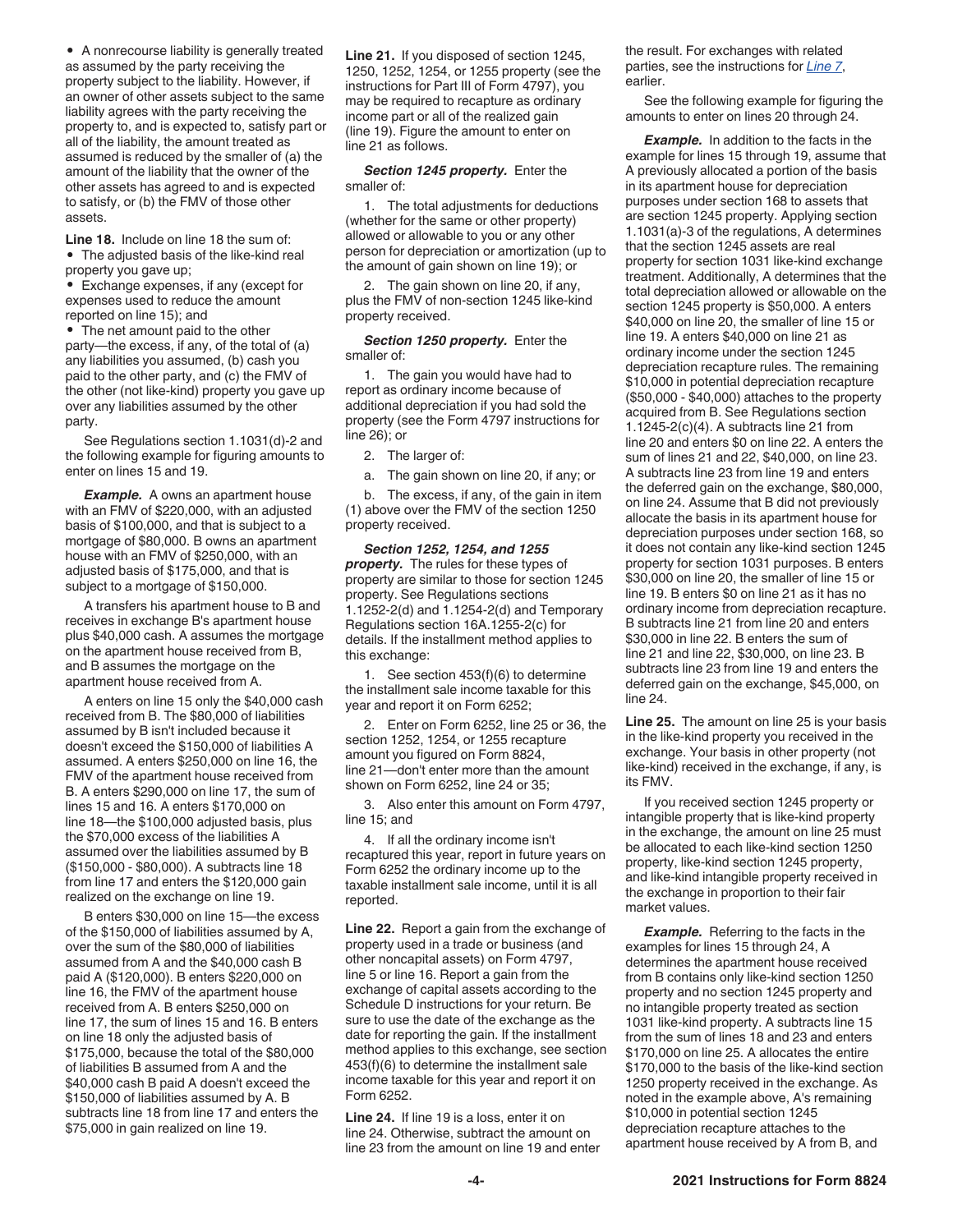- A nonrecourse liability is generally treated as assumed by the party receiving the property subject to the liability. However, if an owner of other assets subject to the same liability agrees with the party receiving the property to, and is expected to, satisfy part or all of the liability, the amount treated as assumed is reduced by the smaller of (a) the amount of the liability that the owner of the other assets has agreed to and is expected to satisfy, or (b) the FMV of those other assets.

**Line 18.** Include on line 18 the sum of:

- The adjusted basis of the like-kind real property you gave up;
- Exchange expenses, if any (except for expenses used to reduce the amount reported on line 15); and
- The net amount paid to the other party—the excess, if any, of the total of (a) any liabilities you assumed, (b) cash you paid to the other party, and (c) the FMV of the other (not like-kind) property you gave up over any liabilities assumed by the other party.

See Regulations section 1.1031(d)-2 and the following example for figuring amounts to enter on lines 15 and 19.

***Example.*** A owns an apartment house with an FMV of $220,000, with an adjusted basis of $100,000, and that is subject to a mortgage of $80,000. B owns an apartment house with an FMV of $250,000, with an adjusted basis of $175,000, and that is subject to a mortgage of $150,000.

A transfers his apartment house to B and receives in exchange B's apartment house plus $40,000 cash. A assumes the mortgage on the apartment house received from B, and B assumes the mortgage on the apartment house received from A.

A enters on line 15 only the $40,000 cash received from B. The $80,000 of liabilities assumed by B isn't included because it doesn't exceed the $150,000 of liabilities A assumed. A enters $250,000 on line 16, the FMV of the apartment house received from B. A enters $290,000 on line 17, the sum of lines 15 and 16. A enters $170,000 on line 18—the $100,000 adjusted basis, plus the $70,000 excess of the liabilities A assumed over the liabilities assumed by B ($150,000 - $80,000). A subtracts line 18 from line 17 and enters the $120,000 gain realized on the exchange on line 19.

B enters $30,000 on line 15—the excess of the $150,000 of liabilities assumed by A, over the sum of the $80,000 of liabilities assumed from A and the $40,000 cash B paid A ($120,000). B enters $220,000 on line 16, the FMV of the apartment house received from A. B enters $250,000 on line 17, the sum of lines 15 and 16. B enters on line 18 only the adjusted basis of $175,000, because the total of the $80,000 of liabilities B assumed from A and the $40,000 cash B paid A doesn't exceed the $150,000 of liabilities assumed by A. B subtracts line 18 from line 17 and enters the $75,000 in gain realized on line 19.

**Line 21.** If you disposed of section 1245, 1250, 1252, 1254, or 1255 property (see the instructions for Part III of Form 4797), you may be required to recapture as ordinary income part or all of the realized gain (line 19). Figure the amount to enter on line 21 as follows.

***Section 1245 property.*** Enter the smaller of:

1. The total adjustments for deductions (whether for the same or other property) allowed or allowable to you or any other person for depreciation or amortization (up to the amount of gain shown on line 19); or
2. The gain shown on line 20, if any, plus the FMV of non-section 1245 like-kind property received.

***Section 1250 property.*** Enter the smaller of:

1. The gain you would have had to report as ordinary income because of additional depreciation if you had sold the property (see the Form 4797 instructions for line 26); or
2. The larger of:

   a. The gain shown on line 20, if any; or

   b. The excess, if any, of the gain in item (1) above over the FMV of the section 1250 property received.

***Section 1252, 1254, and 1255 property.*** The rules for these types of property are similar to those for section 1245 property. See Regulations sections 1.1252-2(d) and 1.1254-2(d) and Temporary Regulations section 16A.1255-2(c) for details. If the installment method applies to this exchange:

1. See section 453(f)(6) to determine the installment sale income taxable for this year and report it on Form 6252;
2. Enter on Form 6252, line 25 or 36, the section 1252, 1254, or 1255 recapture amount you figured on Form 8824, line 21—don't enter more than the amount shown on Form 6252, line 24 or 35;
3. Also enter this amount on Form 4797, line 15; and
4. If all the ordinary income isn't recaptured this year, report in future years on Form 6252 the ordinary income up to the taxable installment sale income, until it is all reported.

**Line 22.** Report a gain from the exchange of property used in a trade or business (and other noncapital assets) on Form 4797, line 5 or line 16. Report a gain from the exchange of capital assets according to the Schedule D instructions for your return. Be sure to use the date of the exchange as the date for reporting the gain. If the installment method applies to this exchange, see section 453(f)(6) to determine the installment sale income taxable for this year and report it on Form 6252.

**Line 24.** If line 19 is a loss, enter it on line 24. Otherwise, subtract the amount on line 23 from the amount on line 19 and enter the result. For exchanges with related parties, see the instructions for *Line 7*, earlier.

See the following example for figuring the amounts to enter on lines 20 through 24.

***Example.*** In addition to the facts in the example for lines 15 through 19, assume that A previously allocated a portion of the basis in its apartment house for depreciation purposes under section 168 to assets that are section 1245 property. Applying section 1.1031(a)-3 of the regulations, A determines that the section 1245 assets are real property for section 1031 like-kind exchange treatment. Additionally, A determines that the total depreciation allowed or allowable on the section 1245 property is $50,000. A enters $40,000 on line 20, the smaller of line 15 or line 19. A enters $40,000 on line 21 as ordinary income under the section 1245 depreciation recapture rules. The remaining $10,000 in potential depreciation recapture ($50,000 - $40,000) attaches to the property acquired from B. See Regulations section 1.1245-2(c)(4). A subtracts line 21 from line 20 and enters $0 on line 22. A enters the sum of lines 21 and 22, $40,000, on line 23. A subtracts line 23 from line 19 and enters the deferred gain on the exchange, $80,000, on line 24. Assume that B did not previously allocate the basis in its apartment house for depreciation purposes under section 168, so it does not contain any like-kind section 1245 property for section 1031 purposes. B enters $30,000 on line 20, the smaller of line 15 or line 19. B enters $0 on line 21 as it has no ordinary income from depreciation recapture. B subtracts line 21 from line 20 and enters $30,000 in line 22. B enters the sum of line 21 and line 22, $30,000, on line 23. B subtracts line 23 from line 19 and enters the deferred gain on the exchange, $45,000, on line 24.

**Line 25.** The amount on line 25 is your basis in the like-kind property you received in the exchange. Your basis in other property (not like-kind) received in the exchange, if any, is its FMV.

If you received section 1245 property or intangible property that is like-kind property in the exchange, the amount on line 25 must be allocated to each like-kind section 1250 property, like-kind section 1245 property, and like-kind intangible property received in the exchange in proportion to their fair market values.

***Example.*** Referring to the facts in the examples for lines 15 through 24, A determines the apartment house received from B contains only like-kind section 1250 property and no section 1245 property and no intangible property treated as section 1031 like-kind property. A subtracts line 15 from the sum of lines 18 and 23 and enters $170,000 on line 25. A allocates the entire $170,000 to the basis of the like-kind section 1250 property received in the exchange. As noted in the example above, A's remaining $10,000 in potential section 1245 depreciation recapture attaches to the apartment house received by A from B, and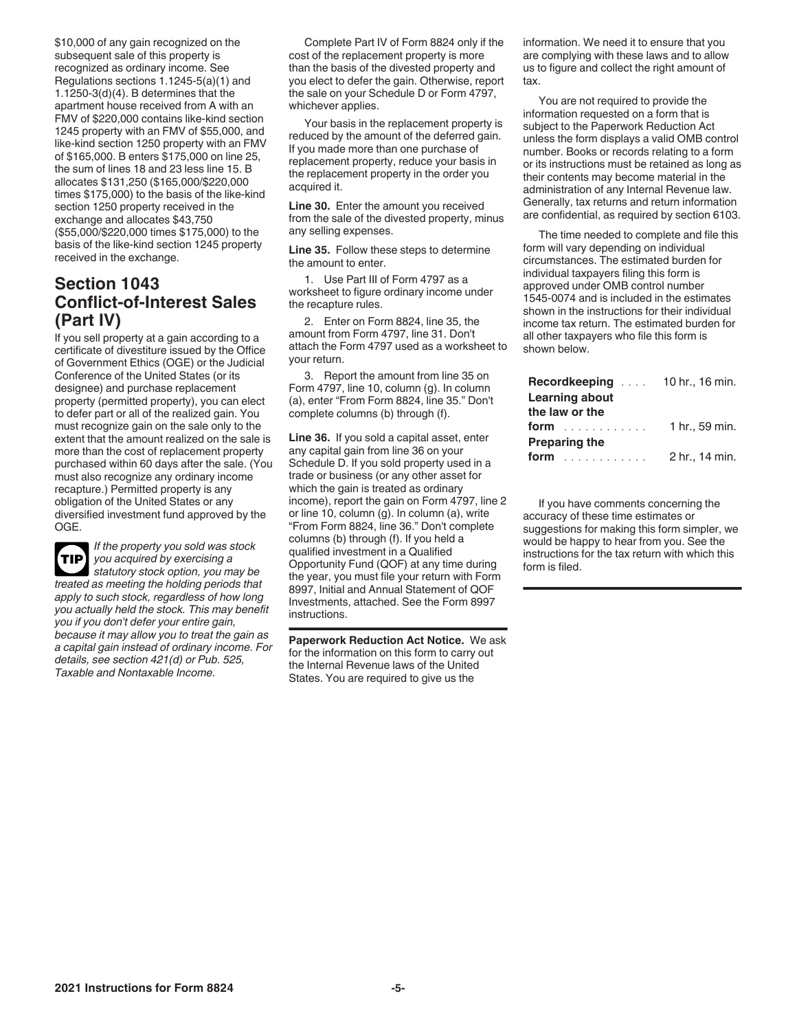$10,000 of any gain recognized on the subsequent sale of this property is recognized as ordinary income. See Regulations sections 1.1245-5(a)(1) and 1.1250-3(d)(4). B determines that the apartment house received from A with an FMV of $220,000 contains like-kind section 1245 property with an FMV of $55,000, and like-kind section 1250 property with an FMV of $165,000. B enters $175,000 on line 25, the sum of lines 18 and 23 less line 15. B allocates $131,250 ($165,000/$220,000 times $175,000) to the basis of the like-kind section 1250 property received in the exchange and allocates $43,750 ($55,000/$220,000 times $175,000) to the basis of the like-kind section 1245 property received in the exchange.

## Section 1043 Conflict-of-Interest Sales (Part IV)

If you sell property at a gain according to a certificate of divestiture issued by the Office of Government Ethics (OGE) or the Judicial Conference of the United States (or its designee) and purchase replacement property (permitted property), you can elect to defer part or all of the realized gain. You must recognize gain on the sale only to the extent that the amount realized on the sale is more than the cost of replacement property purchased within 60 days after the sale. (You must also recognize any ordinary income recapture.) Permitted property is any obligation of the United States or any diversified investment fund approved by the OGE.

**TIP** *If the property you sold was stock you acquired by exercising a statutory stock option, you may be treated as meeting the holding periods that apply to such stock, regardless of how long you actually held the stock. This may benefit you if you don't defer your entire gain, because it may allow you to treat the gain as a capital gain instead of ordinary income. For details, see section 421(d) or Pub. 525, Taxable and Nontaxable Income.*

Complete Part IV of Form 8824 only if the cost of the replacement property is more than the basis of the divested property and you elect to defer the gain. Otherwise, report the sale on your Schedule D or Form 4797, whichever applies.

Your basis in the replacement property is reduced by the amount of the deferred gain. If you made more than one purchase of replacement property, reduce your basis in the replacement property in the order you acquired it.

**Line 30.** Enter the amount you received from the sale of the divested property, minus any selling expenses.

**Line 35.** Follow these steps to determine the amount to enter.

1. Use Part III of Form 4797 as a worksheet to figure ordinary income under the recapture rules.

2. Enter on Form 8824, line 35, the amount from Form 4797, line 31. Don't attach the Form 4797 used as a worksheet to your return.

3. Report the amount from line 35 on Form 4797, line 10, column (g). In column (a), enter "From Form 8824, line 35." Don't complete columns (b) through (f).

**Line 36.** If you sold a capital asset, enter any capital gain from line 36 on your Schedule D. If you sold property used in a trade or business (or any other asset for which the gain is treated as ordinary income), report the gain on Form 4797, line 2 or line 10, column (g). In column (a), write "From Form 8824, line 36." Don't complete columns (b) through (f). If you held a qualified investment in a Qualified Opportunity Fund (QOF) at any time during the year, you must file your return with Form 8997, Initial and Annual Statement of QOF Investments, attached. See the Form 8997 instructions.

**Paperwork Reduction Act Notice.** We ask for the information on this form to carry out the Internal Revenue laws of the United States. You are required to give us the information. We need it to ensure that you are complying with these laws and to allow us to figure and collect the right amount of tax.

You are not required to provide the information requested on a form that is subject to the Paperwork Reduction Act unless the form displays a valid OMB control number. Books or records relating to a form or its instructions must be retained as long as their contents may become material in the administration of any Internal Revenue law. Generally, tax returns and return information are confidential, as required by section 6103.

The time needed to complete and file this form will vary depending on individual circumstances. The estimated burden for individual taxpayers filing this form is approved under OMB control number 1545-0074 and is included in the estimates shown in the instructions for their individual income tax return. The estimated burden for all other taxpayers who file this form is shown below.

| | |
|---|---|
| **Recordkeeping** | 10 hr., 16 min. |
| **Learning about the law or the form** | 1 hr., 59 min. |
| **Preparing the form** | 2 hr., 14 min. |

If you have comments concerning the accuracy of these time estimates or suggestions for making this form simpler, we would be happy to hear from you. See the instructions for the tax return with which this form is filed.